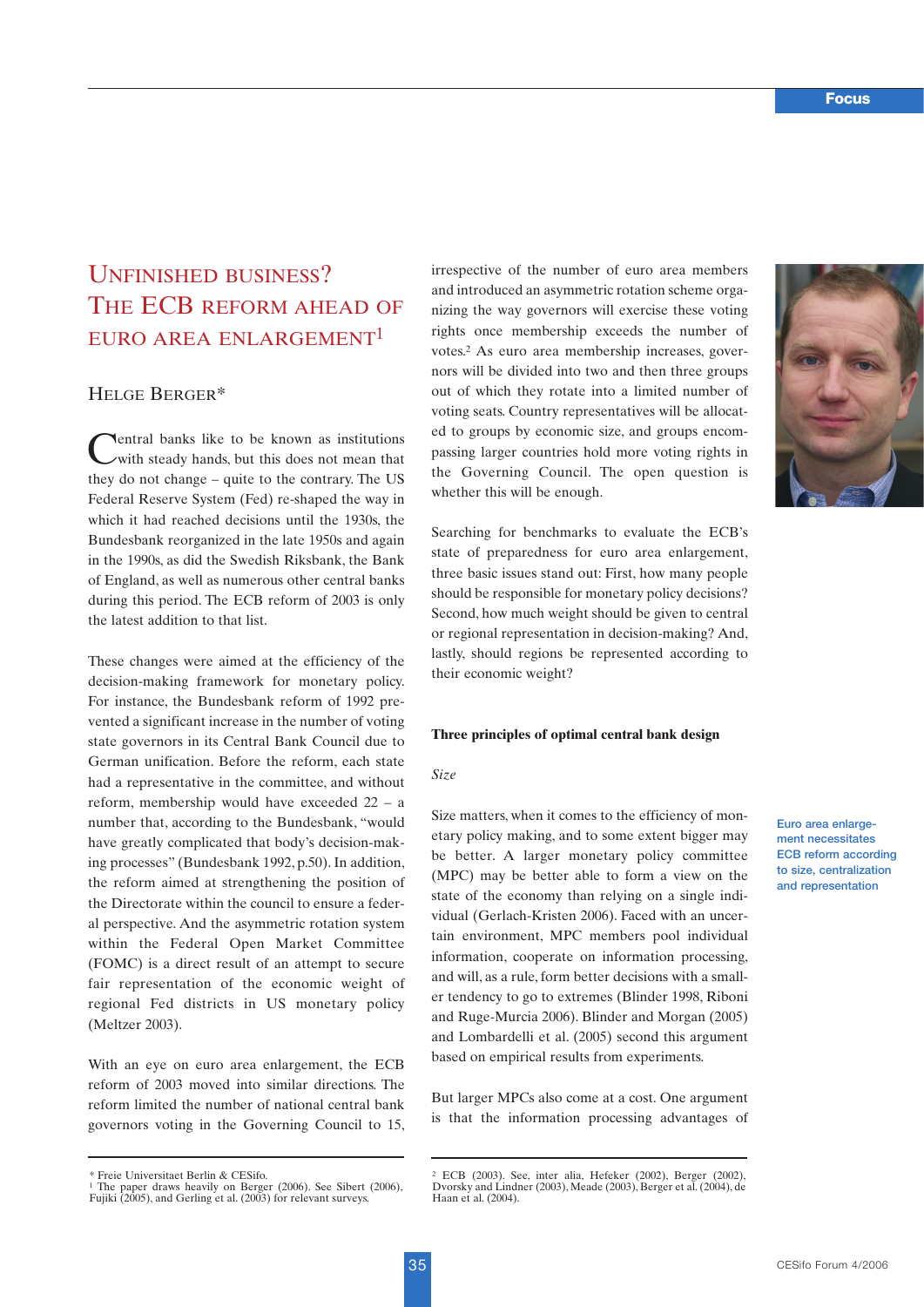# UNFINISHED BUSINESS? THE ECB REFORM AHEAD OF EURO AREA ENLARGEMENT[1]

HELGE BERGER*

Central banks like to be known as institutions with steady hands, but this does not mean that they do not change – quite to the contrary. The US Federal Reserve System (Fed) re-shaped the way in which it had reached decisions until the 1930s, the Bundesbank reorganized in the late 1950s and again in the 1990s, as did the Swedish Riksbank, the Bank of England, as well as numerous other central banks during this period. The ECB reform of 2003 is only the latest addition to that list.

These changes were aimed at the efficiency of the decision-making framework for monetary policy. For instance, the Bundesbank reform of 1992 prevented a significant increase in the number of voting state governors in its Central Bank Council due to German unification. Before the reform, each state had a representative in the committee, and without reform, membership would have exceeded 22 – a number that, according to the Bundesbank, "would have greatly complicated that body's decision-making processes" (Bundesbank 1992, p.50). In addition, the reform aimed at strengthening the position of the Directorate within the council to ensure a federal perspective. And the asymmetric rotation system within the Federal Open Market Committee (FOMC) is a direct result of an attempt to secure fair representation of the economic weight of regional Fed districts in US monetary policy (Meltzer 2003).

With an eye on euro area enlargement, the ECB reform of 2003 moved into similar directions. The reform limited the number of national central bank governors voting in the Governing Council to 15, irrespective of the number of euro area members and introduced an asymmetric rotation scheme organizing the way governors will exercise these voting rights once membership exceeds the number of votes.[2] As euro area membership increases, governors will be divided into two and then three groups out of which they rotate into a limited number of voting seats. Country representatives will be allocated to groups by economic size, and groups encompassing larger countries hold more voting rights in the Governing Council. The open question is whether this will be enough.

Searching for benchmarks to evaluate the ECB's state of preparedness for euro area enlargement, three basic issues stand out: First, how many people should be responsible for monetary policy decisions? Second, how much weight should be given to central or regional representation in decision-making? And, lastly, should regions be represented according to their economic weight?

Euro area enlargement necessitates ECB reform according to size, centralization and representation

## Three principles of optimal central bank design

### *Size*

Size matters, when it comes to the efficiency of monetary policy making, and to some extent bigger may be better. A larger monetary policy committee (MPC) may be better able to form a view on the state of the economy than relying on a single individual (Gerlach-Kristen 2006). Faced with an uncertain environment, MPC members pool individual information, cooperate on information processing, and will, as a rule, form better decisions with a smaller tendency to go to extremes (Blinder 1998, Riboni and Ruge-Murcia 2006). Blinder and Morgan (2005) and Lombardelli et al. (2005) second this argument based on empirical results from experiments.

But larger MPCs also come at a cost. One argument is that the information processing advantages of

---

\* Freie Universitaet Berlin & CESifo.

[1] The paper draws heavily on Berger (2006). See Sibert (2006), Fujiki (2005), and Gerling et al. (2003) for relevant surveys.

[2] ECB (2003). See, inter alia, Hefeker (2002), Berger (2002), Dvorsky and Lindner (2003), Meade (2003), Berger et al. (2004), de Haan et al. (2004).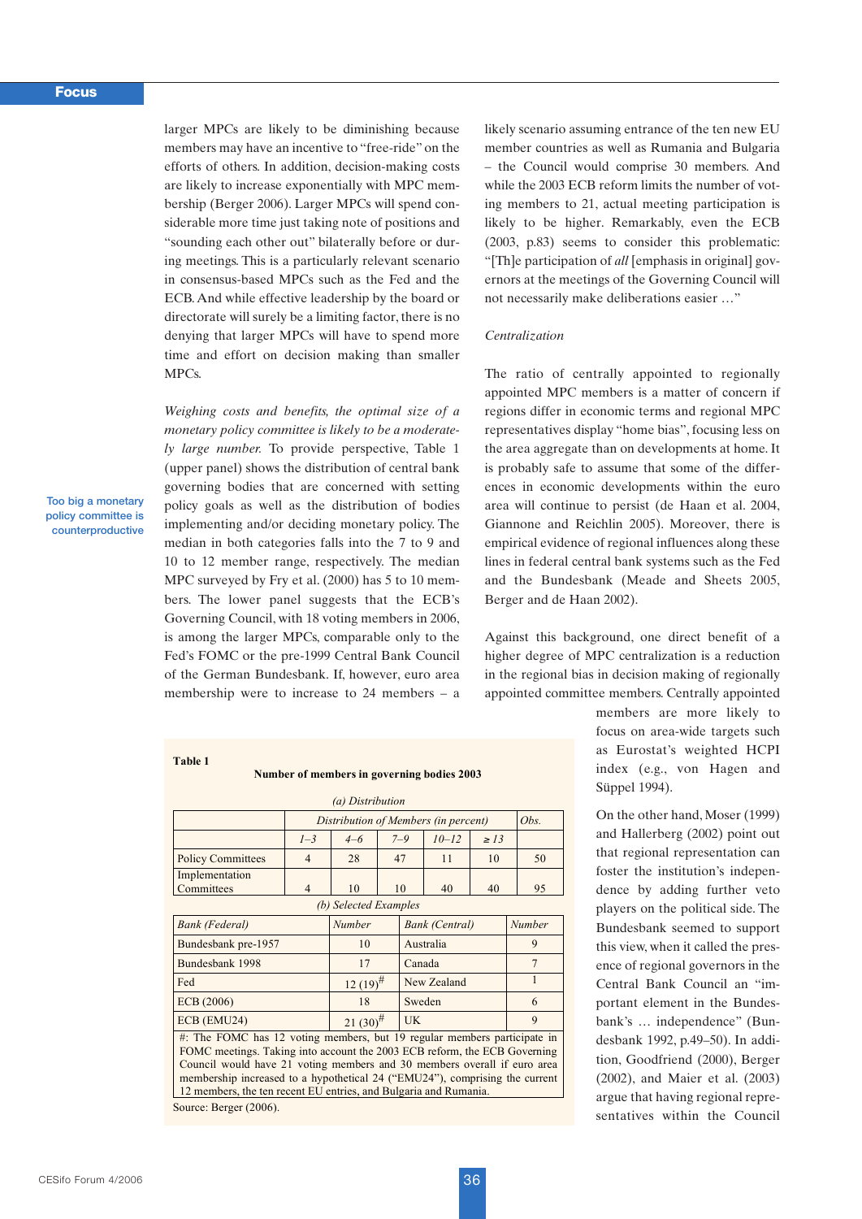larger MPCs are likely to be diminishing because members may have an incentive to "free-ride" on the efforts of others. In addition, decision-making costs are likely to increase exponentially with MPC membership (Berger 2006). Larger MPCs will spend considerable more time just taking note of positions and "sounding each other out" bilaterally before or during meetings. This is a particularly relevant scenario in consensus-based MPCs such as the Fed and the ECB. And while effective leadership by the board or directorate will surely be a limiting factor, there is no denying that larger MPCs will have to spend more time and effort on decision making than smaller MPCs.

Too big a monetary policy committee is counterproductive

*Weighing costs and benefits, the optimal size of a monetary policy committee is likely to be a moderately large number.* To provide perspective, Table 1 (upper panel) shows the distribution of central bank governing bodies that are concerned with setting policy goals as well as the distribution of bodies implementing and/or deciding monetary policy. The median in both categories falls into the 7 to 9 and 10 to 12 member range, respectively. The median MPC surveyed by Fry et al. (2000) has 5 to 10 members. The lower panel suggests that the ECB's Governing Council, with 18 voting members in 2006, is among the larger MPCs, comparable only to the Fed's FOMC or the pre-1999 Central Bank Council of the German Bundesbank. If, however, euro area membership were to increase to 24 members – a likely scenario assuming entrance of the ten new EU member countries as well as Rumania and Bulgaria – the Council would comprise 30 members. And while the 2003 ECB reform limits the number of voting members to 21, actual meeting participation is likely to be higher. Remarkably, even the ECB (2003, p.83) seems to consider this problematic: "[Th]e participation of *all* [emphasis in original] governors at the meetings of the Governing Council will not necessarily make deliberations easier …"

**Table 1**

**Number of members in governing bodies 2003**

*(a) Distribution*

| | *Distribution of Members (in percent)* | | | | | *Obs.* |
|---|---|---|---|---|---|---|
| | *1–3* | *4–6* | *7–9* | *10–12* | *≥ 13* | |
| Policy Committees | 4 | 28 | 47 | 11 | 10 | 50 |
| Implementation Committees | 4 | 10 | 10 | 40 | 40 | 95 |

*(b) Selected Examples*

| *Bank (Federal)* | *Number* | *Bank (Central)* | *Number* |
|---|---|---|---|
| Bundesbank pre-1957 | 10 | Australia | 9 |
| Bundesbank 1998 | 17 | Canada | 7 |
| Fed | 12 (19)# | New Zealand | 1 |
| ECB (2006) | 18 | Sweden | 6 |
| ECB (EMU24) | 21 (30)# | UK | 9 |

#: The FOMC has 12 voting members, but 19 regular members participate in FOMC meetings. Taking into account the 2003 ECB reform, the ECB Governing Council would have 21 voting members and 30 members overall if euro area membership increased to a hypothetical 24 ("EMU24"), comprising the current 12 members, the ten recent EU entries, and Bulgaria and Rumania.

Source: Berger (2006).

*Centralization*

The ratio of centrally appointed to regionally appointed MPC members is a matter of concern if regions differ in economic terms and regional MPC representatives display "home bias", focusing less on the area aggregate than on developments at home. It is probably safe to assume that some of the differences in economic developments within the euro area will continue to persist (de Haan et al. 2004, Giannone and Reichlin 2005). Moreover, there is empirical evidence of regional influences along these lines in federal central bank systems such as the Fed and the Bundesbank (Meade and Sheets 2005, Berger and de Haan 2002).

Against this background, one direct benefit of a higher degree of MPC centralization is a reduction in the regional bias in decision making of regionally appointed committee members. Centrally appointed members are more likely to focus on area-wide targets such as Eurostat's weighted HCPI index (e.g., von Hagen and Süppel 1994).

On the other hand, Moser (1999) and Hallerberg (2002) point out that regional representation can foster the institution's independence by adding further veto players on the political side. The Bundesbank seemed to support this view, when it called the presence of regional governors in the Central Bank Council an "important element in the Bundesbank's … independence" (Bundesbank 1992, p.49–50). In addition, Goodfriend (2000), Berger (2002), and Maier et al. (2003) argue that having regional representatives within the Council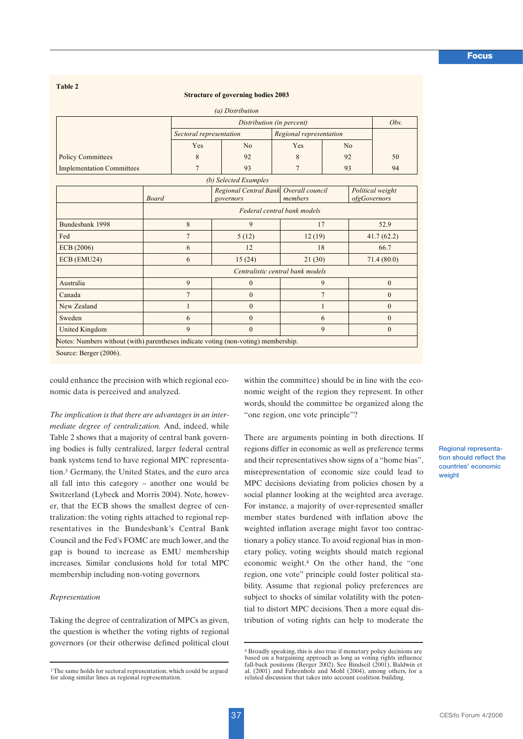**Table 2**

**Structure of governing bodies 2003**

*(a) Distribution*

| | *Distribution (in percent)* | | | | *Obs.* |
|---|---|---|---|---|---|
| | *Sectoral representation* | | *Regional representation* | | |
| | Yes | No | Yes | No | |
| Policy Committees | 8 | 92 | 8 | 92 | 50 |
| Implementation Committees | 7 | 93 | 7 | 93 | 94 |

*(b) Selected Examples*

| | *Board* | *Regional Central Bank governors* | *Overall council members* | *Political weight ofgGovernors* |
|---|---|---|---|---|
| | *Federal central bank models* | | | |
| Bundesbank 1998 | 8 | 9 | 17 | 52.9 |
| Fed | 7 | 5 (12) | 12 (19) | 41.7 (62.2) |
| ECB (2006) | 6 | 12 | 18 | 66.7 |
| ECB (EMU24) | 6 | 15 (24) | 21 (30) | 71.4 (80.0) |
| | *Centralistic central bank models* | | | |
| Australia | 9 | 0 | 9 | 0 |
| Canada | 7 | 0 | 7 | 0 |
| New Zealand | 1 | 0 | 1 | 0 |
| Sweden | 6 | 0 | 6 | 0 |
| United Kingdom | 9 | 0 | 9 | 0 |

Notes: Numbers without (with) parentheses indicate voting (non-voting) membership.

Source: Berger (2006).

could enhance the precision with which regional economic data is perceived and analyzed.

*The implication is that there are advantages in an intermediate degree of centralization.* And, indeed, while Table 2 shows that a majority of central bank governing bodies is fully centralized, larger federal central bank systems tend to have regional MPC representation.[3] Germany, the United States, and the euro area all fall into this category – another one would be Switzerland (Lybeck and Morris 2004). Note, however, that the ECB shows the smallest degree of centralization: the voting rights attached to regional representatives in the Bundesbank's Central Bank Council and the Fed's FOMC are much lower, and the gap is bound to increase as EMU membership increases. Similar conclusions hold for total MPC membership including non-voting governors.

*Representation*

Taking the degree of centralization of MPCs as given, the question is whether the voting rights of regional governors (or their otherwise defined political clout within the committee) should be in line with the economic weight of the region they represent. In other words, should the committee be organized along the "one region, one vote principle"?

Regional representation should reflect the countries' economic weight

There are arguments pointing in both directions. If regions differ in economic as well as preference terms and their representatives show signs of a "home bias", misrepresentation of economic size could lead to MPC decisions deviating from policies chosen by a social planner looking at the weighted area average. For instance, a majority of over-represented smaller member states burdened with inflation above the weighted inflation average might favor too contractionary a policy stance. To avoid regional bias in monetary policy, voting weights should match regional economic weight.[4] On the other hand, the "one region, one vote" principle could foster political stability. Assume that regional policy preferences are subject to shocks of similar volatility with the potential to distort MPC decisions. Then a more equal distribution of voting rights can help to moderate the

[3] The same holds for sectoral representation, which could be argued for along similar lines as regional representation.

[4] Broadly speaking, this is also true if monetary policy decisions are based on a bargaining approach as long as voting rights influence fall-back positions (Berger 2002). See Bindseil (2001), Baldwin et al. (2001) and Fahrenholz and Mohl (2004), among others, for a related discussion that takes into account coalition building.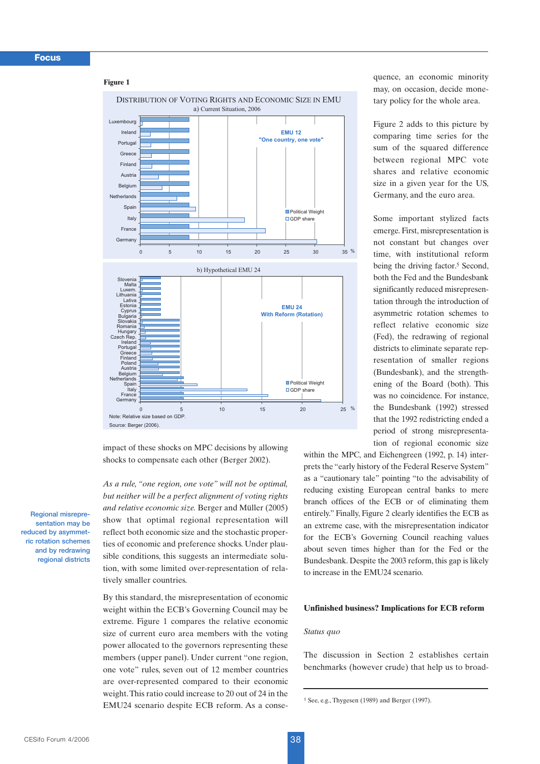**Figure 1**

DISTRIBUTION OF VOTING RIGHTS AND ECONOMIC SIZE IN EMU

a) Current Situation, 2006

b) Hypothetical EMU 24

Note: Relative size based on GDP.

Source: Berger (2006).

impact of these shocks on MPC decisions by allowing shocks to compensate each other (Berger 2002).

*As a rule, "one region, one vote" will not be optimal, but neither will be a perfect alignment of voting rights and relative economic size.* Berger and Müller (2005) show that optimal regional representation will reflect both economic size and the stochastic properties of economic and preference shocks. Under plausible conditions, this suggests an intermediate solution, with some limited over-representation of relatively smaller countries.

Regional misrepresentation may be reduced by asymmetric rotation schemes and by redrawing regional districts

By this standard, the misrepresentation of economic weight within the ECB's Governing Council may be extreme. Figure 1 compares the relative economic size of current euro area members with the voting power allocated to the governors representing these members (upper panel). Under current "one region, one vote" rules, seven out of 12 member countries are over-represented compared to their economic weight. This ratio could increase to 20 out of 24 in the EMU24 scenario despite ECB reform. As a consequence, an economic minority may, on occasion, decide monetary policy for the whole area.

Figure 2 adds to this picture by comparing time series for the sum of the squared difference between regional MPC vote shares and relative economic size in a given year for the US, Germany, and the euro area.

Some important stylized facts emerge. First, misrepresentation is not constant but changes over time, with institutional reform being the driving factor.[5] Second, both the Fed and the Bundesbank significantly reduced misrepresentation through the introduction of asymmetric rotation schemes to reflect relative economic size (Fed), the redrawing of regional districts to eliminate separate representation of smaller regions (Bundesbank), and the strengthening of the Board (both). This was no coincidence. For instance, the Bundesbank (1992) stressed that the 1992 redistricting ended a period of strong misrepresentation of regional economic size within the MPC, and Eichengreen (1992, p. 14) interprets the "early history of the Federal Reserve System" as a "cautionary tale" pointing "to the advisability of reducing existing European central banks to mere branch offices of the ECB or of eliminating them entirely." Finally, Figure 2 clearly identifies the ECB as an extreme case, with the misrepresentation indicator for the ECB's Governing Council reaching values about seven times higher than for the Fed or the Bundesbank. Despite the 2003 reform, this gap is likely to increase in the EMU24 scenario.

## Unfinished business? Implications for ECB reform

### *Status quo*

The discussion in Section 2 establishes certain benchmarks (however crude) that help us to broad-

[5] See, e.g., Thygesen (1989) and Berger (1997).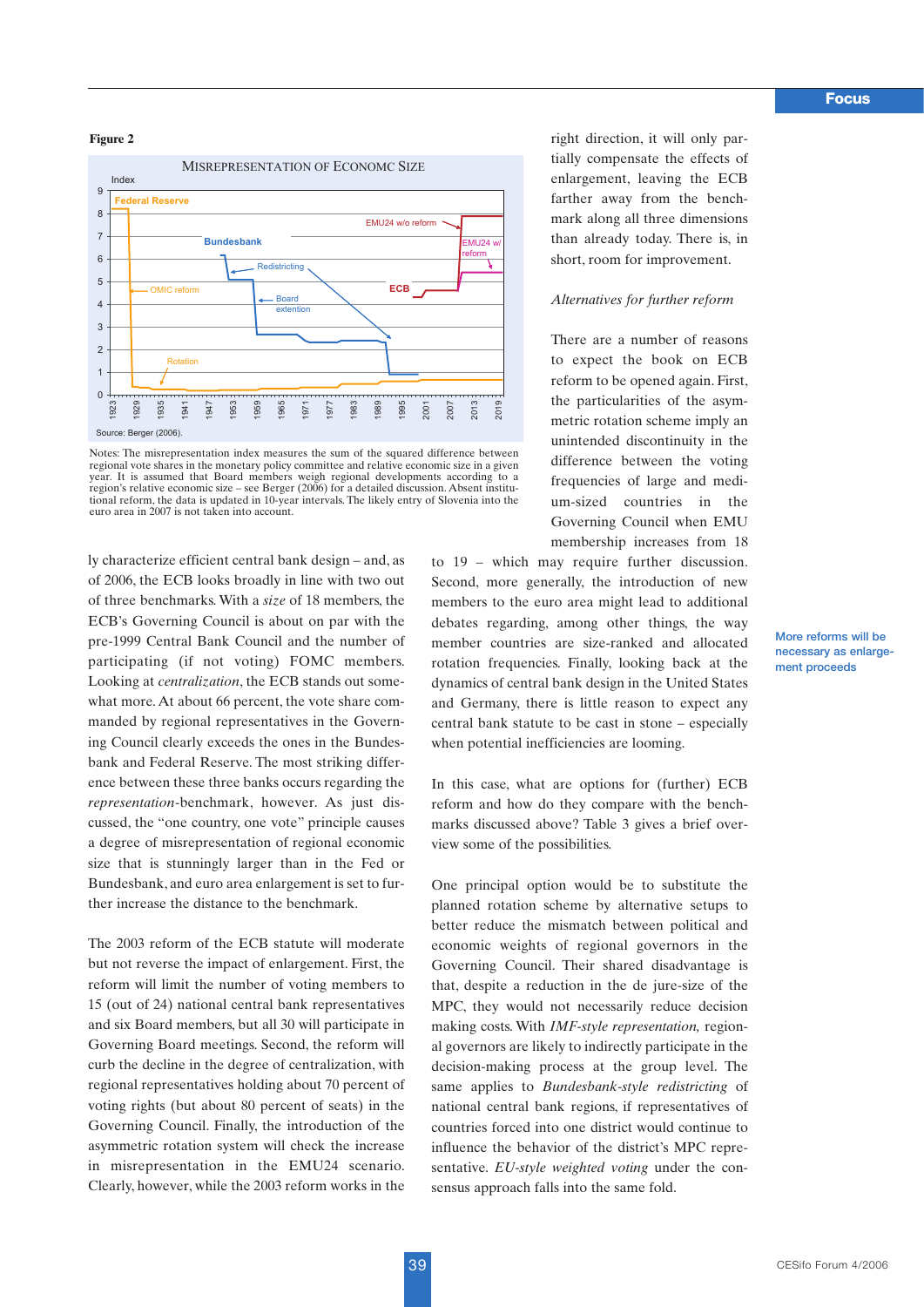**Figure 2**

MISREPRESENTATION OF ECONOMC SIZE

Source: Berger (2006).

Notes: The misrepresentation index measures the sum of the squared difference between regional vote shares in the monetary policy committee and relative economic size in a given year. It is assumed that Board members weigh regional developments according to a region's relative economic size – see Berger (2006) for a detailed discussion. Absent institutional reform, the data is updated in 10-year intervals. The likely entry of Slovenia into the euro area in 2007 is not taken into account.

ly characterize efficient central bank design – and, as of 2006, the ECB looks broadly in line with two out of three benchmarks. With a *size* of 18 members, the ECB's Governing Council is about on par with the pre-1999 Central Bank Council and the number of participating (if not voting) FOMC members. Looking at *centralization*, the ECB stands out somewhat more. At about 66 percent, the vote share commanded by regional representatives in the Governing Council clearly exceeds the ones in the Bundesbank and Federal Reserve. The most striking difference between these three banks occurs regarding the *representation*-benchmark, however. As just discussed, the "one country, one vote" principle causes a degree of misrepresentation of regional economic size that is stunningly larger than in the Fed or Bundesbank, and euro area enlargement is set to further increase the distance to the benchmark.

The 2003 reform of the ECB statute will moderate but not reverse the impact of enlargement. First, the reform will limit the number of voting members to 15 (out of 24) national central bank representatives and six Board members, but all 30 will participate in Governing Board meetings. Second, the reform will curb the decline in the degree of centralization, with regional representatives holding about 70 percent of voting rights (but about 80 percent of seats) in the Governing Council. Finally, the introduction of the asymmetric rotation system will check the increase in misrepresentation in the EMU24 scenario. Clearly, however, while the 2003 reform works in the right direction, it will only partially compensate the effects of enlargement, leaving the ECB farther away from the benchmark along all three dimensions than already today. There is, in short, room for improvement.

*Alternatives for further reform*

There are a number of reasons to expect the book on ECB reform to be opened again. First, the particularities of the asymmetric rotation scheme imply an unintended discontinuity in the difference between the voting frequencies of large and medium-sized countries in the Governing Council when EMU membership increases from 18 to 19 – which may require further discussion. Second, more generally, the introduction of new members to the euro area might lead to additional debates regarding, among other things, the way member countries are size-ranked and allocated rotation frequencies. Finally, looking back at the dynamics of central bank design in the United States and Germany, there is little reason to expect any central bank statute to be cast in stone – especially when potential inefficiencies are looming.

More reforms will be necessary as enlargement proceeds

In this case, what are options for (further) ECB reform and how do they compare with the benchmarks discussed above? Table 3 gives a brief overview some of the possibilities.

One principal option would be to substitute the planned rotation scheme by alternative setups to better reduce the mismatch between political and economic weights of regional governors in the Governing Council. Their shared disadvantage is that, despite a reduction in the de jure-size of the MPC, they would not necessarily reduce decision making costs. With *IMF-style representation,* regional governors are likely to indirectly participate in the decision-making process at the group level. The same applies to *Bundesbank-style redistricting* of national central bank regions, if representatives of countries forced into one district would continue to influence the behavior of the district's MPC representative. *EU-style weighted voting* under the consensus approach falls into the same fold.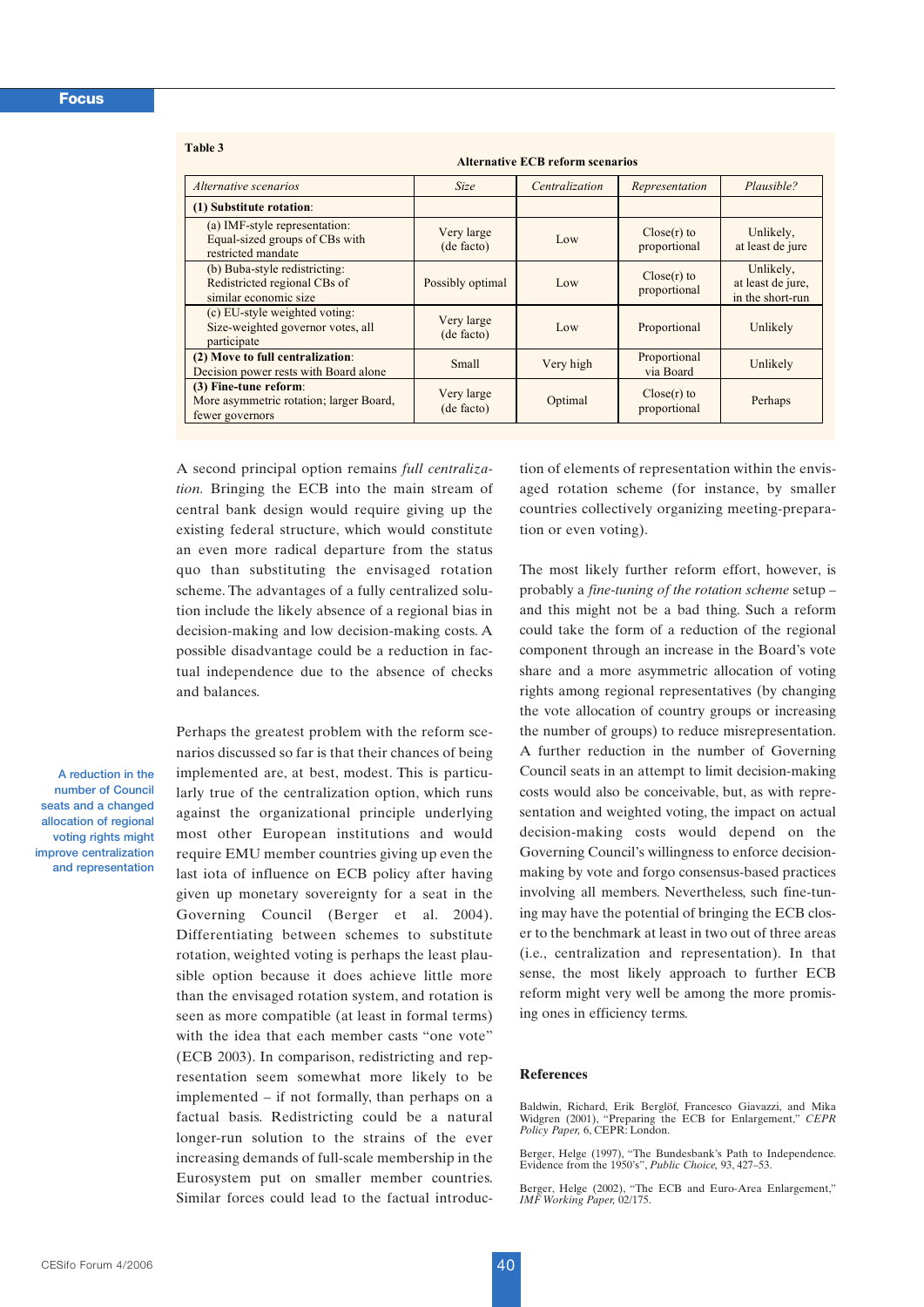**Table 3**

**Alternative ECB reform scenarios**

| *Alternative scenarios* | *Size* | *Centralization* | *Representation* | *Plausible?* |
|---|---|---|---|---|
| **(1) Substitute rotation**: | | | | |
| (a) IMF-style representation: Equal-sized groups of CBs with restricted mandate | Very large (de facto) | Low | Close(r) to proportional | Unlikely, at least de jure |
| (b) Buba-style redistricting: Redistricted regional CBs of similar economic size | Possibly optimal | Low | Close(r) to proportional | Unlikely, at least de jure, in the short-run |
| (c) EU-style weighted voting: Size-weighted governor votes, all participate | Very large (de facto) | Low | Proportional | Unlikely |
| **(2) Move to full centralization**: Decision power rests with Board alone | Small | Very high | Proportional via Board | Unlikely |
| **(3) Fine-tune reform**: More asymmetric rotation; larger Board, fewer governors | Very large (de facto) | Optimal | Close(r) to proportional | Perhaps |

A second principal option remains *full centralization.* Bringing the ECB into the main stream of central bank design would require giving up the existing federal structure, which would constitute an even more radical departure from the status quo than substituting the envisaged rotation scheme. The advantages of a fully centralized solution include the likely absence of a regional bias in decision-making and low decision-making costs. A possible disadvantage could be a reduction in factual independence due to the absence of checks and balances.

Perhaps the greatest problem with the reform scenarios discussed so far is that their chances of being implemented are, at best, modest. This is particularly true of the centralization option, which runs against the organizational principle underlying most other European institutions and would require EMU member countries giving up even the last iota of influence on ECB policy after having given up monetary sovereignty for a seat in the Governing Council (Berger et al. 2004). Differentiating between schemes to substitute rotation, weighted voting is perhaps the least plausible option because it does achieve little more than the envisaged rotation system, and rotation is seen as more compatible (at least in formal terms) with the idea that each member casts "one vote" (ECB 2003). In comparison, redistricting and representation seem somewhat more likely to be implemented – if not formally, than perhaps on a factual basis. Redistricting could be a natural longer-run solution to the strains of the ever increasing demands of full-scale membership in the Eurosystem put on smaller member countries. Similar forces could lead to the factual introduction of elements of representation within the envisaged rotation scheme (for instance, by smaller countries collectively organizing meeting-preparation or even voting).

A reduction in the number of Council seats and a changed allocation of regional voting rights might improve centralization and representation

The most likely further reform effort, however, is probably a *fine-tuning of the rotation scheme* setup – and this might not be a bad thing. Such a reform could take the form of a reduction of the regional component through an increase in the Board's vote share and a more asymmetric allocation of voting rights among regional representatives (by changing the vote allocation of country groups or increasing the number of groups) to reduce misrepresentation. A further reduction in the number of Governing Council seats in an attempt to limit decision-making costs would also be conceivable, but, as with representation and weighted voting, the impact on actual decision-making costs would depend on the Governing Council's willingness to enforce decision-making by vote and forgo consensus-based practices involving all members. Nevertheless, such fine-tuning may have the potential of bringing the ECB closer to the benchmark at least in two out of three areas (i.e., centralization and representation). In that sense, the most likely approach to further ECB reform might very well be among the more promising ones in efficiency terms.

## References

Baldwin, Richard, Erik Berglöf, Francesco Giavazzi, and Mika Widgren (2001), "Preparing the ECB for Enlargement," *CEPR Policy Paper,* 6, CEPR: London.

Berger, Helge (1997), "The Bundesbank's Path to Independence. Evidence from the 1950's", *Public Choice,* 93, 427–53.

Berger, Helge (2002), "The ECB and Euro-Area Enlargement," *IMF Working Paper,* 02/175.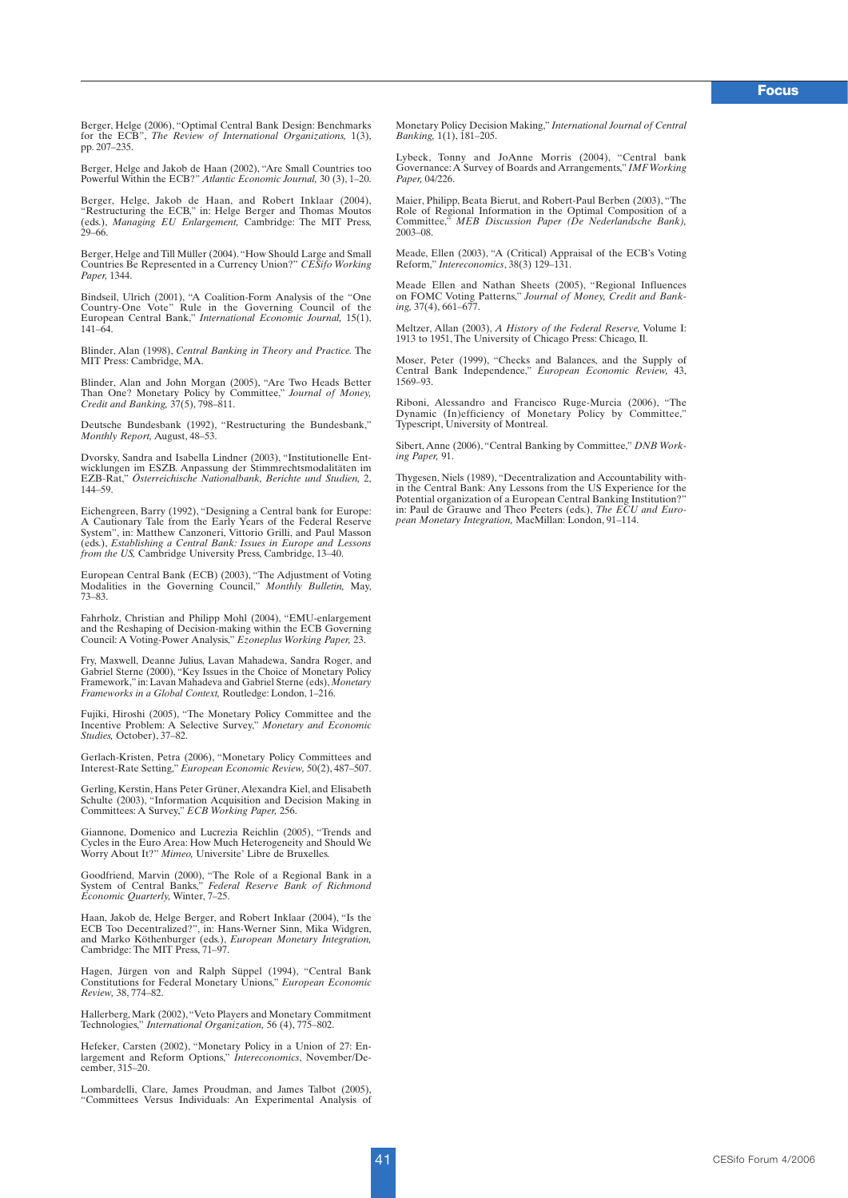Berger, Helge (2006), "Optimal Central Bank Design: Benchmarks for the ECB", *The Review of International Organizations,* 1(3), pp. 207–235.

Berger, Helge and Jakob de Haan (2002), "Are Small Countries too Powerful Within the ECB?" *Atlantic Economic Journal,* 30 (3), 1–20.

Berger, Helge, Jakob de Haan, and Robert Inklaar (2004), "Restructuring the ECB," in: Helge Berger and Thomas Moutos (eds.), *Managing EU Enlargement,* Cambridge: The MIT Press, 29–66.

Berger, Helge and Till Müller (2004). "How Should Large and Small Countries Be Represented in a Currency Union?" *CESifo Working Paper,* 1344.

Bindseil, Ulrich (2001), "A Coalition-Form Analysis of the "One Country-One Vote" Rule in the Governing Council of the European Central Bank," *International Economic Journal,* 15(1), 141–64.

Blinder, Alan (1998), *Central Banking in Theory and Practice.* The MIT Press: Cambridge, MA.

Blinder, Alan and John Morgan (2005), "Are Two Heads Better Than One? Monetary Policy by Committee," *Journal of Money, Credit and Banking,* 37(5), 798–811.

Deutsche Bundesbank (1992), "Restructuring the Bundesbank," *Monthly Report,* August, 48–53.

Dvorsky, Sandra and Isabella Lindner (2003), "Institutionelle Entwicklungen im ESZB. Anpassung der Stimmrechtsmodalitäten im EZB-Rat," *Österreichische Nationalbank, Berichte und Studien,* 2, 144–59.

Eichengreen, Barry (1992), "Designing a Central bank for Europe: A Cautionary Tale from the Early Years of the Federal Reserve System", in: Matthew Canzoneri, Vittorio Grilli, and Paul Masson (eds.), *Establishing a Central Bank: Issues in Europe and Lessons from the US,* Cambridge University Press, Cambridge, 13–40.

European Central Bank (ECB) (2003), "The Adjustment of Voting Modalities in the Governing Council," *Monthly Bulletin,* May, 73–83.

Fahrholz, Christian and Philipp Mohl (2004), "EMU-enlargement and the Reshaping of Decision-making within the ECB Governing Council: A Voting-Power Analysis," *Ezoneplus Working Paper,* 23.

Fry, Maxwell, Deanne Julius, Lavan Mahadewa, Sandra Roger, and Gabriel Sterne (2000), "Key Issues in the Choice of Monetary Policy Framework," in: Lavan Mahadeva and Gabriel Sterne (eds), *Monetary Frameworks in a Global Context,* Routledge: London, 1–216.

Fujiki, Hiroshi (2005), "The Monetary Policy Committee and the Incentive Problem: A Selective Survey," *Monetary and Economic Studies,* October), 37–82.

Gerlach-Kristen, Petra (2006), "Monetary Policy Committees and Interest-Rate Setting," *European Economic Review,* 50(2), 487–507.

Gerling, Kerstin, Hans Peter Grüner, Alexandra Kiel, and Elisabeth Schulte (2003), "Information Acquisition and Decision Making in Committees: A Survey," *ECB Working Paper,* 256.

Giannone, Domenico and Lucrezia Reichlin (2005), "Trends and Cycles in the Euro Area: How Much Heterogeneity and Should We Worry About It?" *Mimeo,* Universite' Libre de Bruxelles.

Goodfriend, Marvin (2000), "The Role of a Regional Bank in a System of Central Banks," *Federal Reserve Bank of Richmond Economic Quarterly,* Winter, 7–25.

Haan, Jakob de, Helge Berger, and Robert Inklaar (2004), "Is the ECB Too Decentralized?", in: Hans-Werner Sinn, Mika Widgren, and Marko Köthenburger (eds.), *European Monetary Integration,* Cambridge: The MIT Press, 71–97.

Hagen, Jürgen von and Ralph Süppel (1994), "Central Bank Constitutions for Federal Monetary Unions," *European Economic Review,* 38, 774–82.

Hallerberg, Mark (2002), "Veto Players and Monetary Commitment Technologies," *International Organization,* 56 (4), 775–802.

Hefeker, Carsten (2002), "Monetary Policy in a Union of 27: Enlargement and Reform Options," *Intereconomics*, November/December, 315–20.

Lombardelli, Clare, James Proudman, and James Talbot (2005), "Committees Versus Individuals: An Experimental Analysis of Monetary Policy Decision Making," *International Journal of Central Banking,* 1(1), 181–205.

Lybeck, Tonny and JoAnne Morris (2004), "Central bank Governance: A Survey of Boards and Arrangements," *IMF Working Paper,* 04/226.

Maier, Philipp, Beata Bierut, and Robert-Paul Berben (2003), "The Role of Regional Information in the Optimal Composition of a Committee," *MEB Discussion Paper (De Nederlandsche Bank),* 2003–08.

Meade, Ellen (2003), "A (Critical) Appraisal of the ECB's Voting Reform," *Intereconomics*, 38(3) 129–131.

Meade Ellen and Nathan Sheets (2005), "Regional Influences on FOMC Voting Patterns," *Journal of Money, Credit and Banking,* 37(4), 661–677.

Meltzer, Allan (2003), *A History of the Federal Reserve,* Volume I: 1913 to 1951, The University of Chicago Press: Chicago, Il.

Moser, Peter (1999), "Checks and Balances, and the Supply of Central Bank Independence," *European Economic Review,* 43, 1569–93.

Riboni, Alessandro and Francisco Ruge-Murcia (2006), "The Dynamic (In)efficiency of Monetary Policy by Committee," Typescript, University of Montreal.

Sibert, Anne (2006), "Central Banking by Committee," *DNB Working Paper,* 91.

Thygesen, Niels (1989), "Decentralization and Accountability within the Central Bank: Any Lessons from the US Experience for the Potential organization of a European Central Banking Institution?" in: Paul de Grauwe and Theo Peeters (eds.), *The ECU and European Monetary Integration,* MacMillan: London, 91–114.